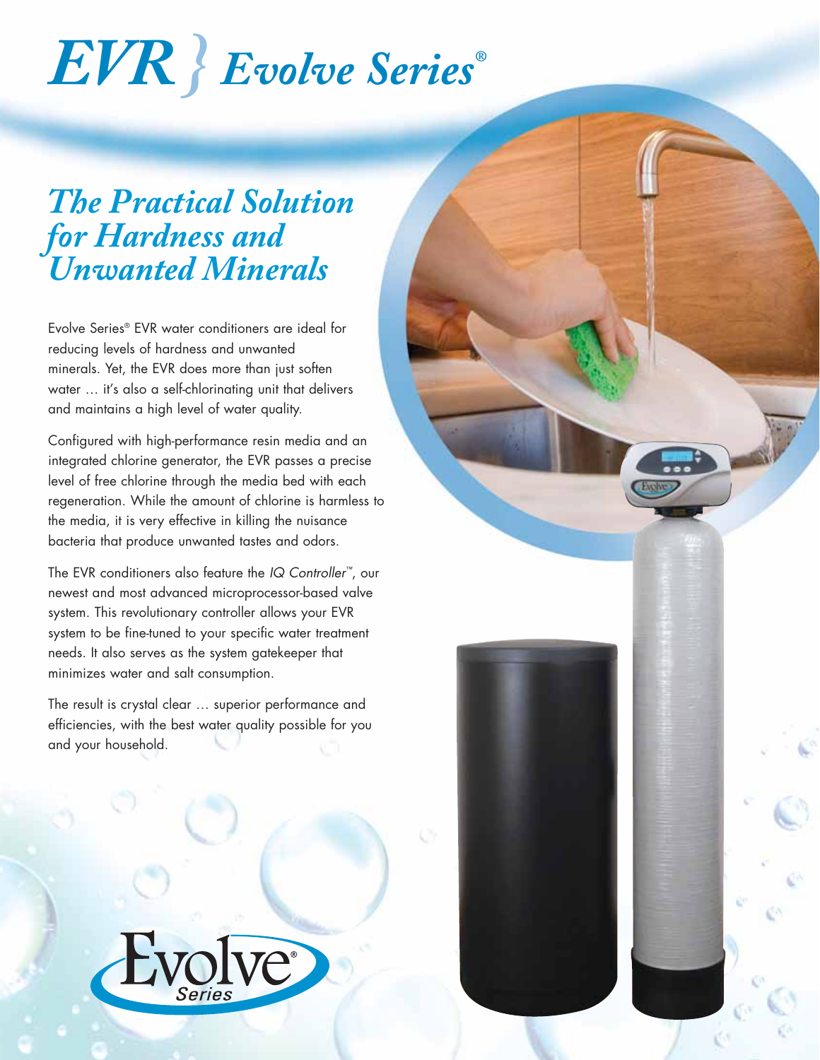# EVR } *Evolve Series®*

## *The Practical Solution for Hardness and Unwanted Minerals*

Evolve Series® EVR water conditioners are ideal for reducing levels of hardness and unwanted minerals. Yet, the EVR does more than just soften water … it's also a self-chlorinating unit that delivers and maintains a high level of water quality.

Configured with high-performance resin media and an integrated chlorine generator, the EVR passes a precise level of free chlorine through the media bed with each regeneration. While the amount of chlorine is harmless to the media, it is very effective in killing the nuisance bacteria that produce unwanted tastes and odors.

The EVR conditioners also feature the *IQ Controller™*, our newest and most advanced microprocessor-based valve system. This revolutionary controller allows your EVR system to be fine-tuned to your specific water treatment needs. It also serves as the system gatekeeper that minimizes water and salt consumption.

The result is crystal clear … superior performance and efficiencies, with the best water quality possible for you and your household.

Evolve® Series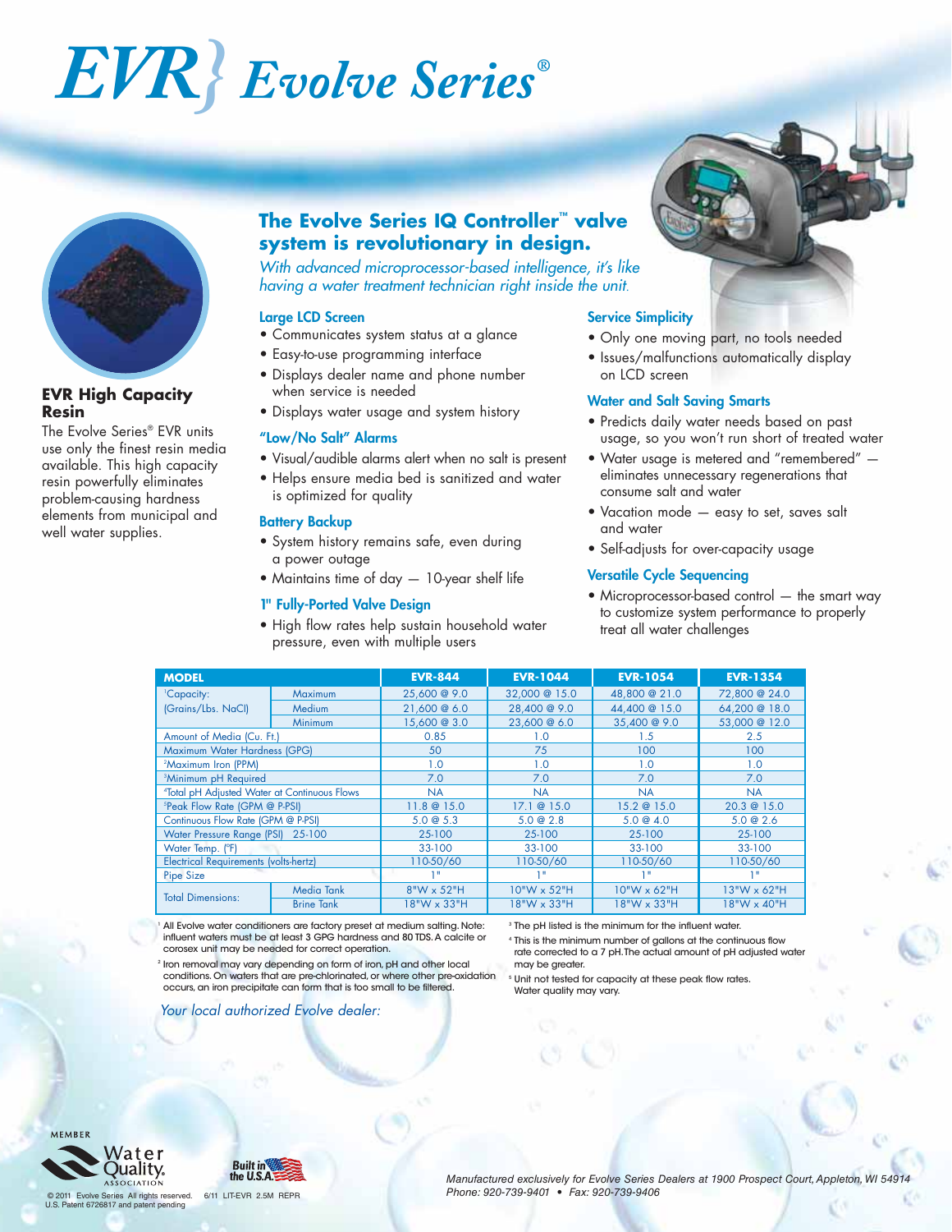# EVR} Evolve Series®

### EVR High Capacity Resin

The Evolve Series® EVR units use only the finest resin media available. This high capacity resin powerfully eliminates problem-causing hardness elements from municipal and well water supplies.

## The Evolve Series IQ Controller™ valve system is revolutionary in design.

*With advanced microprocessor-based intelligence, it's like having a water treatment technician right inside the unit.*

### Large LCD Screen

- Communicates system status at a glance
- Easy-to-use programming interface
- Displays dealer name and phone number when service is needed
- Displays water usage and system history

### "Low/No Salt" Alarms

- Visual/audible alarms alert when no salt is present
- Helps ensure media bed is sanitized and water is optimized for quality

### Battery Backup

- System history remains safe, even during a power outage
- Maintains time of day — 10-year shelf life

### 1" Fully-Ported Valve Design

- High flow rates help sustain household water pressure, even with multiple users

### Service Simplicity

- Only one moving part, no tools needed
- Issues/malfunctions automatically display on LCD screen

### Water and Salt Saving Smarts

- Predicts daily water needs based on past usage, so you won't run short of treated water
- Water usage is metered and "remembered" — eliminates unnecessary regenerations that consume salt and water
- Vacation mode — easy to set, saves salt and water
- Self-adjusts for over-capacity usage

### Versatile Cycle Sequencing

- Microprocessor-based control — the smart way to customize system performance to properly treat all water challenges

| MODEL | | EVR-844 | EVR-1044 | EVR-1054 | EVR-1354 |
|---|---|---|---|---|---|
| [1]Capacity: (Grains/Lbs. NaCl) | Maximum | 25,600 @ 9.0 | 32,000 @ 15.0 | 48,800 @ 21.0 | 72,800 @ 24.0 |
| | Medium | 21,600 @ 6.0 | 28,400 @ 9.0 | 44,400 @ 15.0 | 64,200 @ 18.0 |
| | Minimum | 15,600 @ 3.0 | 23,600 @ 6.0 | 35,400 @ 9.0 | 53,000 @ 12.0 |
| Amount of Media (Cu. Ft.) | | 0.85 | 1.0 | 1.5 | 2.5 |
| Maximum Water Hardness (GPG) | | 50 | 75 | 100 | 100 |
| [2]Maximum Iron (PPM) | | 1.0 | 1.0 | 1.0 | 1.0 |
| [3]Minimum pH Required | | 7.0 | 7.0 | 7.0 | 7.0 |
| [4]Total pH Adjusted Water at Continuous Flows | | NA | NA | NA | NA |
| [5]Peak Flow Rate (GPM @ P-PSI) | | 11.8 @ 15.0 | 17.1 @ 15.0 | 15.2 @ 15.0 | 20.3 @ 15.0 |
| Continuous Flow Rate (GPM @ P-PSI) | | 5.0 @ 5.3 | 5.0 @ 2.8 | 5.0 @ 4.0 | 5.0 @ 2.6 |
| Water Pressure Range (PSI) 25-100 | | 25-100 | 25-100 | 25-100 | 25-100 |
| Water Temp. (°F) | | 33-100 | 33-100 | 33-100 | 33-100 |
| Electrical Requirements (volts-hertz) | | 110-50/60 | 110-50/60 | 110-50/60 | 110-50/60 |
| Pipe Size | | 1" | 1" | 1" | 1" |
| Total Dimensions: | Media Tank | 8"W x 52"H | 10"W x 52"H | 10"W x 62"H | 13"W x 62"H |
| | Brine Tank | 18"W x 33"H | 18"W x 33"H | 18"W x 33"H | 18"W x 40"H |

[1] All Evolve water conditioners are factory preset at medium salting. Note: influent waters must be at least 3 GPG hardness and 80 TDS. A calcite or corosex unit may be needed for correct operation.

[2] Iron removal may vary depending on form of iron, pH and other local conditions. On waters that are pre-chlorinated, or where other pre-oxidation occurs, an iron precipitate can form that is too small to be filtered.

[3] The pH listed is the minimum for the influent water.

[4] This is the minimum number of gallons at the continuous flow rate corrected to a 7 pH. The actual amount of pH adjusted water may be greater.

[5] Unit not tested for capacity at these peak flow rates. Water quality may vary.

*Your local authorized Evolve dealer:*

MEMBER Water Quality Association

Built in the U.S.A.

© 2011 Evolve Series All rights reserved. 6/11 LIT-EVR 2.5M REPR
U.S. Patent 6726817 and patent pending

*Manufactured exclusively for Evolve Series Dealers at 1900 Prospect Court, Appleton, WI 54914*
*Phone: 920-739-9401 • Fax: 920-739-9406*